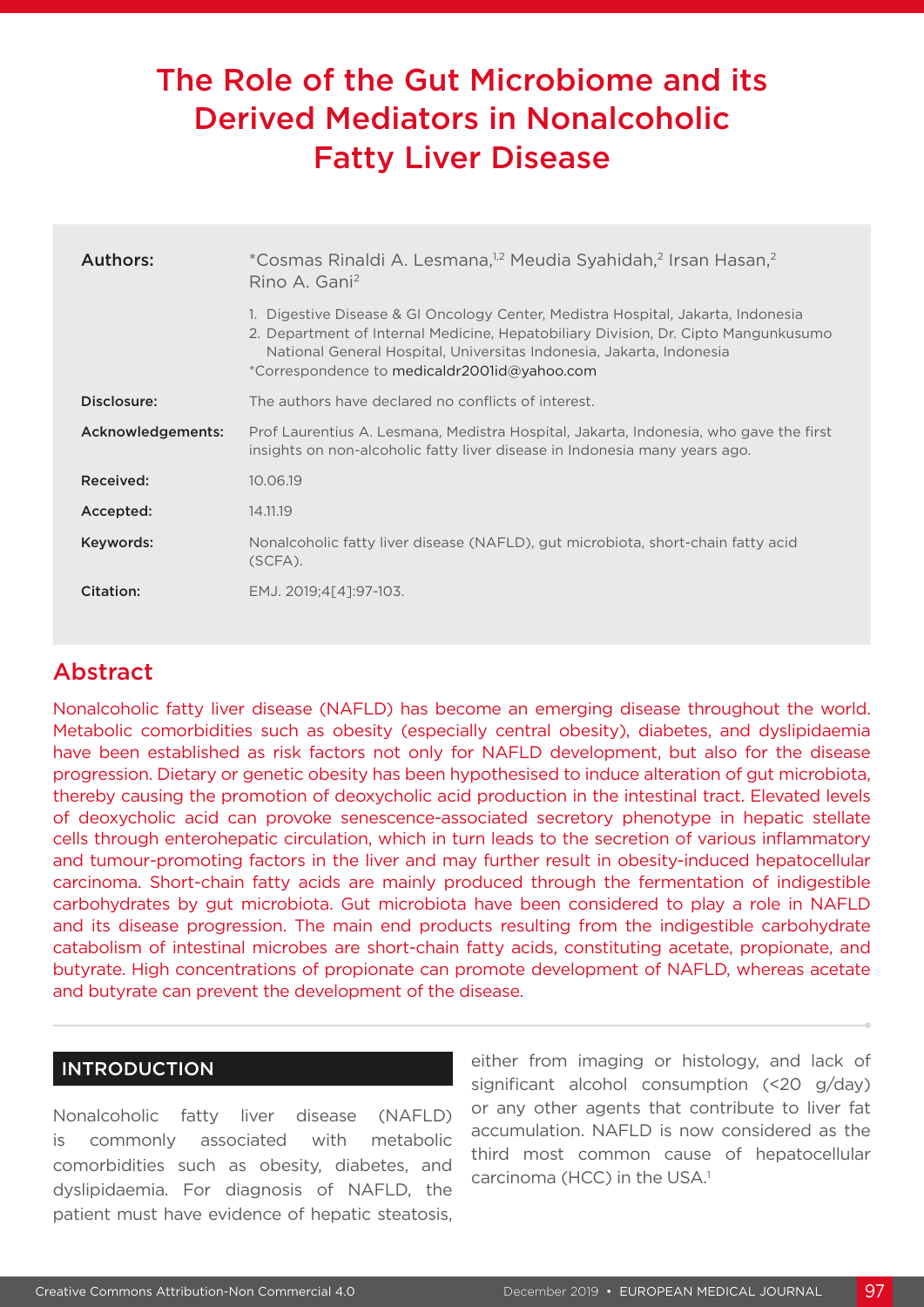# The Role of the Gut Microbiome and its Derived Mediators in Nonalcoholic Fatty Liver Disease

| | |
|---|---|
| **Authors:** | *Cosmas Rinaldi A. Lesmana,[1,2] Meudia Syahidah,[2] Irsan Hasan,[2] Rino A. Gani[2]<br><br>1. Digestive Disease & GI Oncology Center, Medistra Hospital, Jakarta, Indonesia<br>2. Department of Internal Medicine, Hepatobiliary Division, Dr. Cipto Mangunkusumo National General Hospital, Universitas Indonesia, Jakarta, Indonesia<br>*Correspondence to medicaldr2001id@yahoo.com |
| **Disclosure:** | The authors have declared no conflicts of interest. |
| **Acknowledgements:** | Prof Laurentius A. Lesmana, Medistra Hospital, Jakarta, Indonesia, who gave the first insights on non-alcoholic fatty liver disease in Indonesia many years ago. |
| **Received:** | 10.06.19 |
| **Accepted:** | 14.11.19 |
| **Keywords:** | Nonalcoholic fatty liver disease (NAFLD), gut microbiota, short-chain fatty acid (SCFA). |
| **Citation:** | EMJ. 2019;4[4]:97-103. |

## Abstract

Nonalcoholic fatty liver disease (NAFLD) has become an emerging disease throughout the world. Metabolic comorbidities such as obesity (especially central obesity), diabetes, and dyslipidaemia have been established as risk factors not only for NAFLD development, but also for the disease progression. Dietary or genetic obesity has been hypothesised to induce alteration of gut microbiota, thereby causing the promotion of deoxycholic acid production in the intestinal tract. Elevated levels of deoxycholic acid can provoke senescence-associated secretory phenotype in hepatic stellate cells through enterohepatic circulation, which in turn leads to the secretion of various inflammatory and tumour-promoting factors in the liver and may further result in obesity-induced hepatocellular carcinoma. Short-chain fatty acids are mainly produced through the fermentation of indigestible carbohydrates by gut microbiota. Gut microbiota have been considered to play a role in NAFLD and its disease progression. The main end products resulting from the indigestible carbohydrate catabolism of intestinal microbes are short-chain fatty acids, constituting acetate, propionate, and butyrate. High concentrations of propionate can promote development of NAFLD, whereas acetate and butyrate can prevent the development of the disease.

## INTRODUCTION

Nonalcoholic fatty liver disease (NAFLD) is commonly associated with metabolic comorbidities such as obesity, diabetes, and dyslipidaemia. For diagnosis of NAFLD, the patient must have evidence of hepatic steatosis, either from imaging or histology, and lack of significant alcohol consumption (<20 g/day) or any other agents that contribute to liver fat accumulation. NAFLD is now considered as the third most common cause of hepatocellular carcinoma (HCC) in the USA.[1]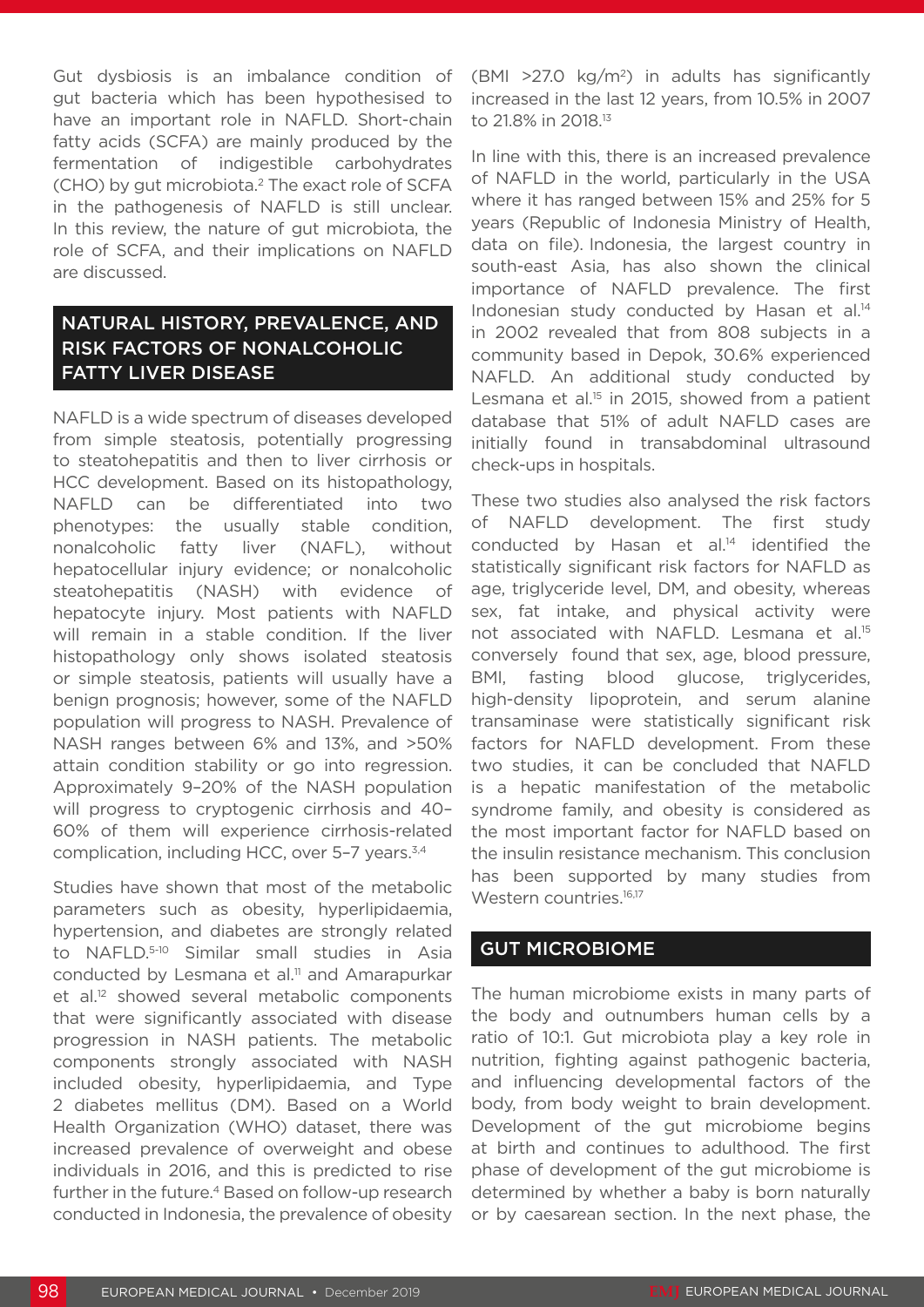Gut dysbiosis is an imbalance condition of gut bacteria which has been hypothesised to have an important role in NAFLD. Short-chain fatty acids (SCFA) are mainly produced by the fermentation of indigestible carbohydrates (CHO) by gut microbiota.[2] The exact role of SCFA in the pathogenesis of NAFLD is still unclear. In this review, the nature of gut microbiota, the role of SCFA, and their implications on NAFLD are discussed.

## NATURAL HISTORY, PREVALENCE, AND RISK FACTORS OF NONALCOHOLIC FATTY LIVER DISEASE

NAFLD is a wide spectrum of diseases developed from simple steatosis, potentially progressing to steatohepatitis and then to liver cirrhosis or HCC development. Based on its histopathology, NAFLD can be differentiated into two phenotypes: the usually stable condition, nonalcoholic fatty liver (NAFL), without hepatocellular injury evidence; or nonalcoholic steatohepatitis (NASH) with evidence of hepatocyte injury. Most patients with NAFLD will remain in a stable condition. If the liver histopathology only shows isolated steatosis or simple steatosis, patients will usually have a benign prognosis; however, some of the NAFLD population will progress to NASH. Prevalence of NASH ranges between 6% and 13%, and >50% attain condition stability or go into regression. Approximately 9–20% of the NASH population will progress to cryptogenic cirrhosis and 40–60% of them will experience cirrhosis-related complication, including HCC, over 5–7 years.[3,4]

Studies have shown that most of the metabolic parameters such as obesity, hyperlipidaemia, hypertension, and diabetes are strongly related to NAFLD.[5-10] Similar small studies in Asia conducted by Lesmana et al.[11] and Amarapurkar et al.[12] showed several metabolic components that were significantly associated with disease progression in NASH patients. The metabolic components strongly associated with NASH included obesity, hyperlipidaemia, and Type 2 diabetes mellitus (DM). Based on a World Health Organization (WHO) dataset, there was increased prevalence of overweight and obese individuals in 2016, and this is predicted to rise further in the future.[4] Based on follow-up research conducted in Indonesia, the prevalence of obesity (BMI >27.0 kg/m$^2$) in adults has significantly increased in the last 12 years, from 10.5% in 2007 to 21.8% in 2018.[13]

In line with this, there is an increased prevalence of NAFLD in the world, particularly in the USA where it has ranged between 15% and 25% for 5 years (Republic of Indonesia Ministry of Health, data on file). Indonesia, the largest country in south-east Asia, has also shown the clinical importance of NAFLD prevalence. The first Indonesian study conducted by Hasan et al.[14] in 2002 revealed that from 808 subjects in a community based in Depok, 30.6% experienced NAFLD. An additional study conducted by Lesmana et al.[15] in 2015, showed from a patient database that 51% of adult NAFLD cases are initially found in transabdominal ultrasound check-ups in hospitals.

These two studies also analysed the risk factors of NAFLD development. The first study conducted by Hasan et al.[14] identified the statistically significant risk factors for NAFLD as age, triglyceride level, DM, and obesity, whereas sex, fat intake, and physical activity were not associated with NAFLD. Lesmana et al.[15] conversely found that sex, age, blood pressure, BMI, fasting blood glucose, triglycerides, high-density lipoprotein, and serum alanine transaminase were statistically significant risk factors for NAFLD development. From these two studies, it can be concluded that NAFLD is a hepatic manifestation of the metabolic syndrome family, and obesity is considered as the most important factor for NAFLD based on the insulin resistance mechanism. This conclusion has been supported by many studies from Western countries.[16,17]

## GUT MICROBIOME

The human microbiome exists in many parts of the body and outnumbers human cells by a ratio of 10:1. Gut microbiota play a key role in nutrition, fighting against pathogenic bacteria, and influencing developmental factors of the body, from body weight to brain development. Development of the gut microbiome begins at birth and continues to adulthood. The first phase of development of the gut microbiome is determined by whether a baby is born naturally or by caesarean section. In the next phase, the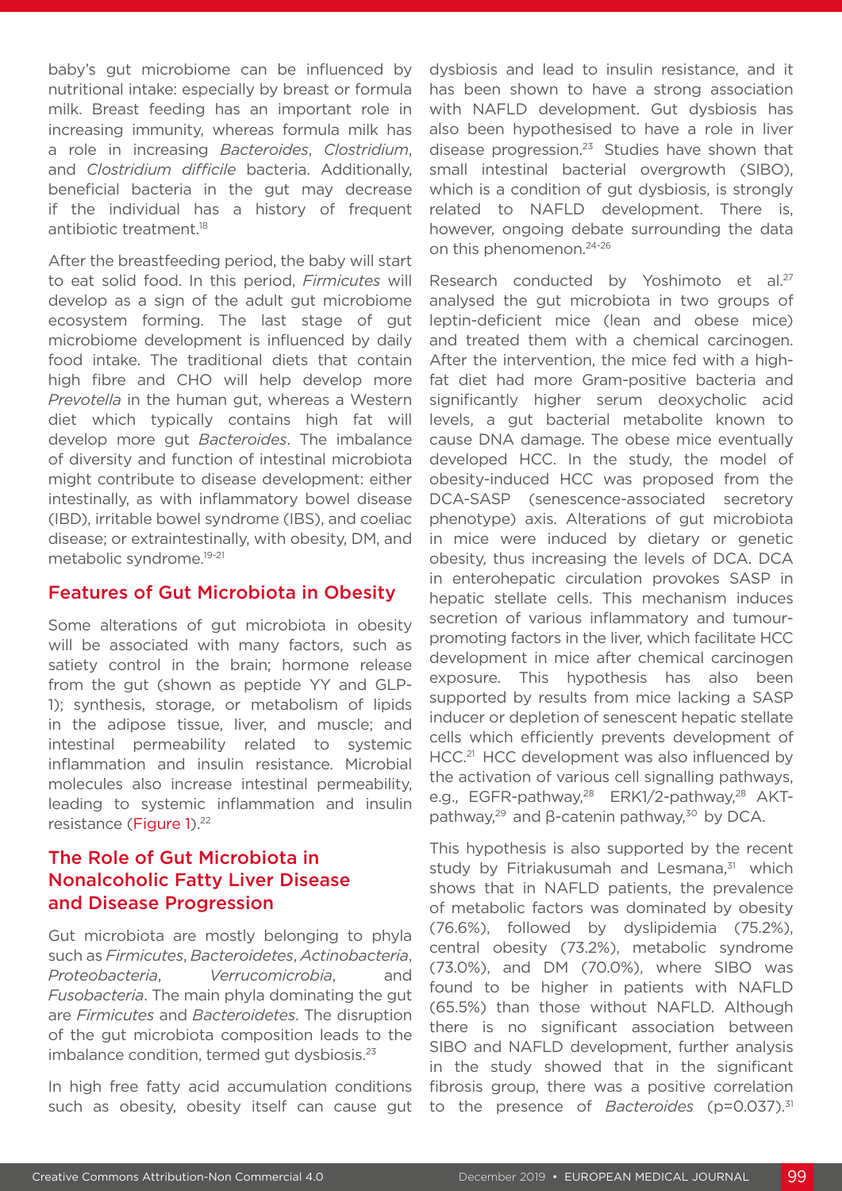baby's gut microbiome can be influenced by nutritional intake: especially by breast or formula milk. Breast feeding has an important role in increasing immunity, whereas formula milk has a role in increasing *Bacteroides*, *Clostridium*, and *Clostridium difficile* bacteria. Additionally, beneficial bacteria in the gut may decrease if the individual has a history of frequent antibiotic treatment.[18]

After the breastfeeding period, the baby will start to eat solid food. In this period, *Firmicutes* will develop as a sign of the adult gut microbiome ecosystem forming. The last stage of gut microbiome development is influenced by daily food intake. The traditional diets that contain high fibre and CHO will help develop more *Prevotella* in the human gut, whereas a Western diet which typically contains high fat will develop more gut *Bacteroides*. The imbalance of diversity and function of intestinal microbiota might contribute to disease development: either intestinally, as with inflammatory bowel disease (IBD), irritable bowel syndrome (IBS), and coeliac disease; or extraintestinally, with obesity, DM, and metabolic syndrome.[19-21]

## Features of Gut Microbiota in Obesity

Some alterations of gut microbiota in obesity will be associated with many factors, such as satiety control in the brain; hormone release from the gut (shown as peptide YY and GLP-1); synthesis, storage, or metabolism of lipids in the adipose tissue, liver, and muscle; and intestinal permeability related to systemic inflammation and insulin resistance. Microbial molecules also increase intestinal permeability, leading to systemic inflammation and insulin resistance (Figure 1).[22]

## The Role of Gut Microbiota in Nonalcoholic Fatty Liver Disease and Disease Progression

Gut microbiota are mostly belonging to phyla such as *Firmicutes*, *Bacteroidetes*, *Actinobacteria*, *Proteobacteria*, *Verrucomicrobia*, and *Fusobacteria*. The main phyla dominating the gut are *Firmicutes* and *Bacteroidetes*. The disruption of the gut microbiota composition leads to the imbalance condition, termed gut dysbiosis.[23]

In high free fatty acid accumulation conditions such as obesity, obesity itself can cause gut dysbiosis and lead to insulin resistance, and it has been shown to have a strong association with NAFLD development. Gut dysbiosis has also been hypothesised to have a role in liver disease progression.[23] Studies have shown that small intestinal bacterial overgrowth (SIBO), which is a condition of gut dysbiosis, is strongly related to NAFLD development. There is, however, ongoing debate surrounding the data on this phenomenon.[24-26]

Research conducted by Yoshimoto et al.[27] analysed the gut microbiota in two groups of leptin-deficient mice (lean and obese mice) and treated them with a chemical carcinogen. After the intervention, the mice fed with a high-fat diet had more Gram-positive bacteria and significantly higher serum deoxycholic acid levels, a gut bacterial metabolite known to cause DNA damage. The obese mice eventually developed HCC. In the study, the model of obesity-induced HCC was proposed from the DCA-SASP (senescence-associated secretory phenotype) axis. Alterations of gut microbiota in mice were induced by dietary or genetic obesity, thus increasing the levels of DCA. DCA in enterohepatic circulation provokes SASP in hepatic stellate cells. This mechanism induces secretion of various inflammatory and tumour-promoting factors in the liver, which facilitate HCC development in mice after chemical carcinogen exposure. This hypothesis has also been supported by results from mice lacking a SASP inducer or depletion of senescent hepatic stellate cells which efficiently prevents development of HCC.[21] HCC development was also influenced by the activation of various cell signalling pathways, e.g., EGFR-pathway,[28] ERK1/2-pathway,[28] AKT-pathway,[29] and β-catenin pathway,[30] by DCA.

This hypothesis is also supported by the recent study by Fitriakusumah and Lesmana,[31] which shows that in NAFLD patients, the prevalence of metabolic factors was dominated by obesity (76.6%), followed by dyslipidemia (75.2%), central obesity (73.2%), metabolic syndrome (73.0%), and DM (70.0%), where SIBO was found to be higher in patients with NAFLD (65.5%) than those without NAFLD. Although there is no significant association between SIBO and NAFLD development, further analysis in the study showed that in the significant fibrosis group, there was a positive correlation to the presence of *Bacteroides* ($p=0.037$).[31]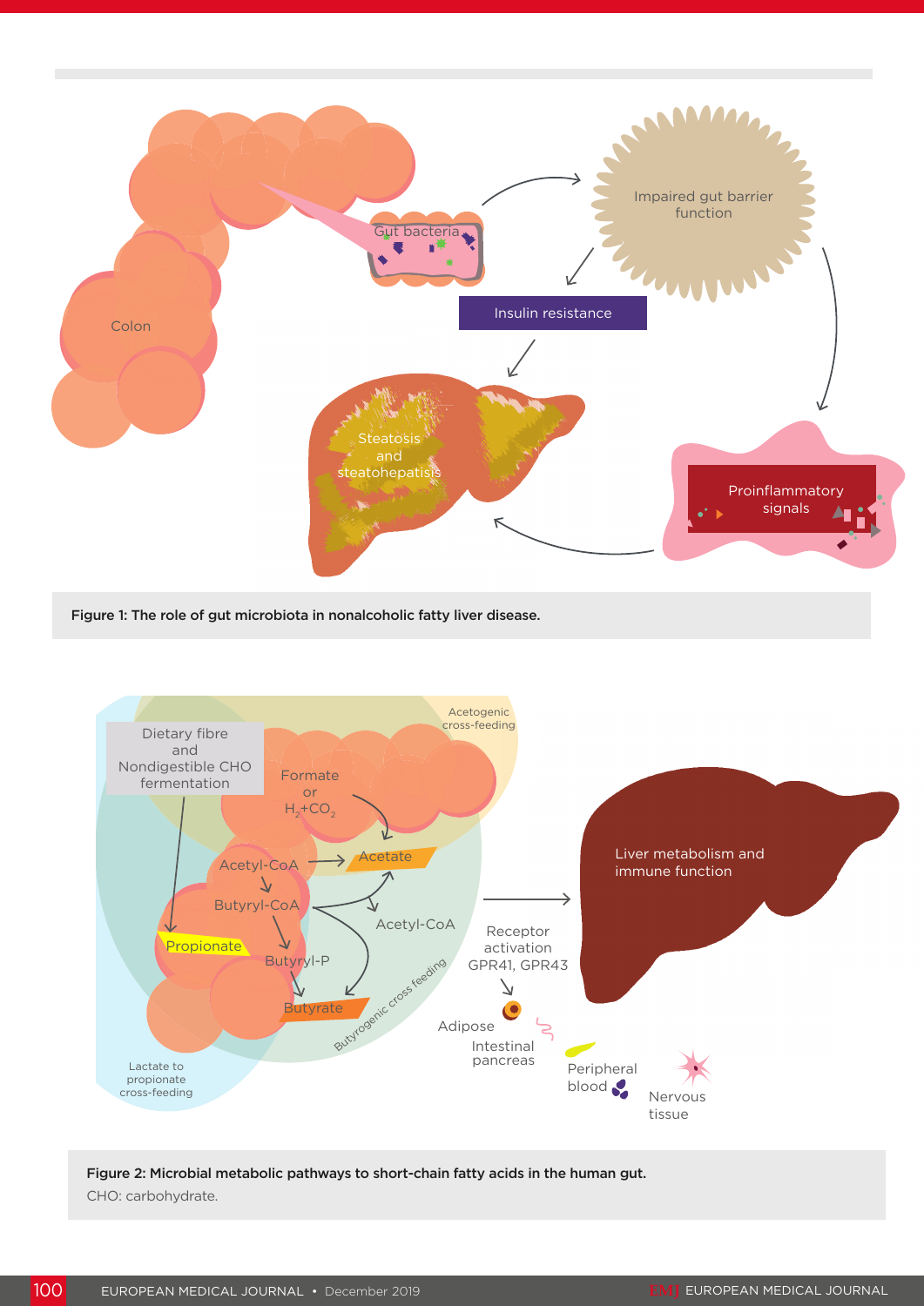Figure 1: The role of gut microbiota in nonalcoholic fatty liver disease.

Figure 2: Microbial metabolic pathways to short-chain fatty acids in the human gut.

CHO: carbohydrate.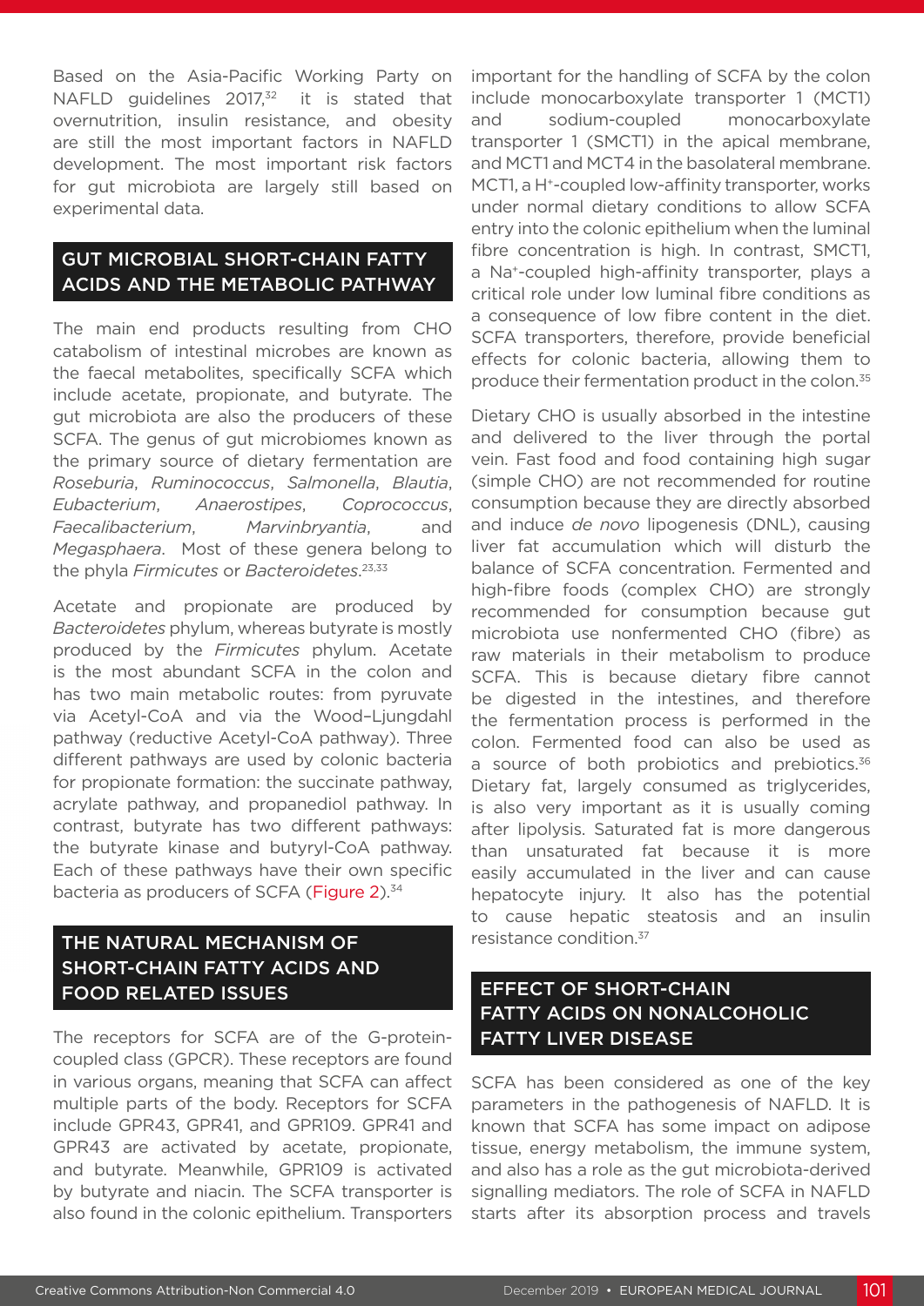Based on the Asia-Pacific Working Party on NAFLD guidelines 2017,[32] it is stated that overnutrition, insulin resistance, and obesity are still the most important factors in NAFLD development. The most important risk factors for gut microbiota are largely still based on experimental data.

## GUT MICROBIAL SHORT-CHAIN FATTY ACIDS AND THE METABOLIC PATHWAY

The main end products resulting from CHO catabolism of intestinal microbes are known as the faecal metabolites, specifically SCFA which include acetate, propionate, and butyrate. The gut microbiota are also the producers of these SCFA. The genus of gut microbiomes known as the primary source of dietary fermentation are *Roseburia*, *Ruminococcus*, *Salmonella*, *Blautia*, *Eubacterium*, *Anaerostipes*, *Coprococcus*, *Faecalibacterium*, *Marvinbryantia*, and *Megasphaera*. Most of these genera belong to the phyla *Firmicutes* or *Bacteroidetes*.[23,33]

Acetate and propionate are produced by *Bacteroidetes* phylum, whereas butyrate is mostly produced by the *Firmicutes* phylum. Acetate is the most abundant SCFA in the colon and has two main metabolic routes: from pyruvate via Acetyl-CoA and via the Wood–Ljungdahl pathway (reductive Acetyl-CoA pathway). Three different pathways are used by colonic bacteria for propionate formation: the succinate pathway, acrylate pathway, and propanediol pathway. In contrast, butyrate has two different pathways: the butyrate kinase and butyryl-CoA pathway. Each of these pathways have their own specific bacteria as producers of SCFA (Figure 2).[34]

## THE NATURAL MECHANISM OF SHORT-CHAIN FATTY ACIDS AND FOOD RELATED ISSUES

The receptors for SCFA are of the G-protein-coupled class (GPCR). These receptors are found in various organs, meaning that SCFA can affect multiple parts of the body. Receptors for SCFA include GPR43, GPR41, and GPR109. GPR41 and GPR43 are activated by acetate, propionate, and butyrate. Meanwhile, GPR109 is activated by butyrate and niacin. The SCFA transporter is also found in the colonic epithelium. Transporters important for the handling of SCFA by the colon include monocarboxylate transporter 1 (MCT1) and sodium-coupled monocarboxylate transporter 1 (SMCT1) in the apical membrane, and MCT1 and MCT4 in the basolateral membrane. MCT1, a $H^+$-coupled low-affinity transporter, works under normal dietary conditions to allow SCFA entry into the colonic epithelium when the luminal fibre concentration is high. In contrast, SMCT1, a $Na^+$-coupled high-affinity transporter, plays a critical role under low luminal fibre conditions as a consequence of low fibre content in the diet. SCFA transporters, therefore, provide beneficial effects for colonic bacteria, allowing them to produce their fermentation product in the colon.[35]

Dietary CHO is usually absorbed in the intestine and delivered to the liver through the portal vein. Fast food and food containing high sugar (simple CHO) are not recommended for routine consumption because they are directly absorbed and induce *de novo* lipogenesis (DNL), causing liver fat accumulation which will disturb the balance of SCFA concentration. Fermented and high-fibre foods (complex CHO) are strongly recommended for consumption because gut microbiota use nonfermented CHO (fibre) as raw materials in their metabolism to produce SCFA. This is because dietary fibre cannot be digested in the intestines, and therefore the fermentation process is performed in the colon. Fermented food can also be used as a source of both probiotics and prebiotics.[36] Dietary fat, largely consumed as triglycerides, is also very important as it is usually coming after lipolysis. Saturated fat is more dangerous than unsaturated fat because it is more easily accumulated in the liver and can cause hepatocyte injury. It also has the potential to cause hepatic steatosis and an insulin resistance condition.[37]

## EFFECT OF SHORT-CHAIN FATTY ACIDS ON NONALCOHOLIC FATTY LIVER DISEASE

SCFA has been considered as one of the key parameters in the pathogenesis of NAFLD. It is known that SCFA has some impact on adipose tissue, energy metabolism, the immune system, and also has a role as the gut microbiota-derived signalling mediators. The role of SCFA in NAFLD starts after its absorption process and travels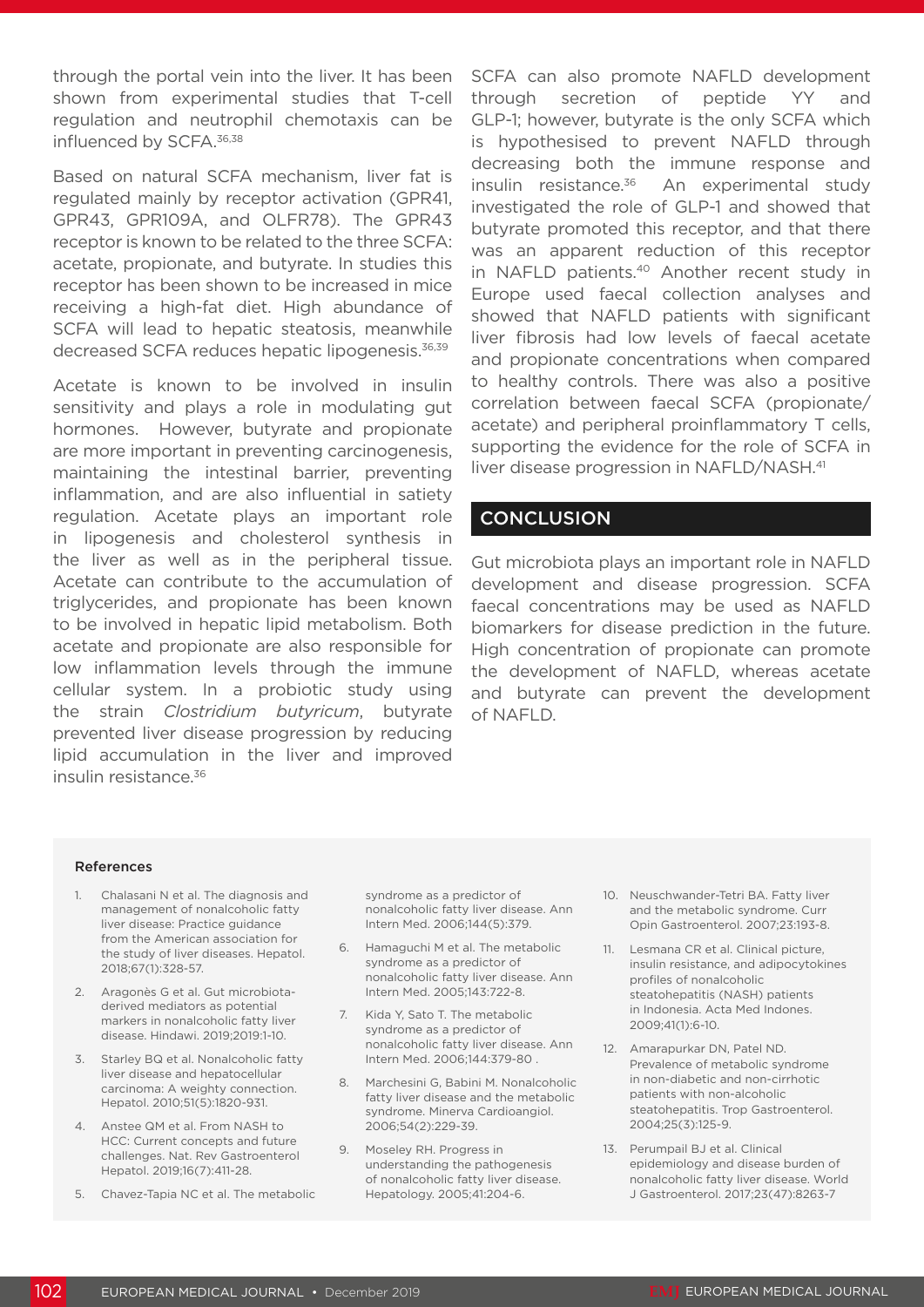through the portal vein into the liver. It has been shown from experimental studies that T-cell regulation and neutrophil chemotaxis can be influenced by SCFA.[36,38]

Based on natural SCFA mechanism, liver fat is regulated mainly by receptor activation (GPR41, GPR43, GPR109A, and OLFR78). The GPR43 receptor is known to be related to the three SCFA: acetate, propionate, and butyrate. In studies this receptor has been shown to be increased in mice receiving a high-fat diet. High abundance of SCFA will lead to hepatic steatosis, meanwhile decreased SCFA reduces hepatic lipogenesis.[36,39]

Acetate is known to be involved in insulin sensitivity and plays a role in modulating gut hormones. However, butyrate and propionate are more important in preventing carcinogenesis, maintaining the intestinal barrier, preventing inflammation, and are also influential in satiety regulation. Acetate plays an important role in lipogenesis and cholesterol synthesis in the liver as well as in the peripheral tissue. Acetate can contribute to the accumulation of triglycerides, and propionate has been known to be involved in hepatic lipid metabolism. Both acetate and propionate are also responsible for low inflammation levels through the immune cellular system. In a probiotic study using the strain *Clostridium butyricum*, butyrate prevented liver disease progression by reducing lipid accumulation in the liver and improved insulin resistance.[36]

SCFA can also promote NAFLD development through secretion of peptide YY and GLP-1; however, butyrate is the only SCFA which is hypothesised to prevent NAFLD through decreasing both the immune response and insulin resistance.[36] An experimental study investigated the role of GLP-1 and showed that butyrate promoted this receptor, and that there was an apparent reduction of this receptor in NAFLD patients.[40] Another recent study in Europe used faecal collection analyses and showed that NAFLD patients with significant liver fibrosis had low levels of faecal acetate and propionate concentrations when compared to healthy controls. There was also a positive correlation between faecal SCFA (propionate/acetate) and peripheral proinflammatory T cells, supporting the evidence for the role of SCFA in liver disease progression in NAFLD/NASH.[41]

## CONCLUSION

Gut microbiota plays an important role in NAFLD development and disease progression. SCFA faecal concentrations may be used as NAFLD biomarkers for disease prediction in the future. High concentration of propionate can promote the development of NAFLD, whereas acetate and butyrate can prevent the development of NAFLD.

### References

1. Chalasani N et al. The diagnosis and management of nonalcoholic fatty liver disease: Practice guidance from the American association for the study of liver diseases. Hepatol. 2018;67(1):328-57.
2. Aragonès G et al. Gut microbiota-derived mediators as potential markers in nonalcoholic fatty liver disease. Hindawi. 2019;2019:1-10.
3. Starley BQ et al. Nonalcoholic fatty liver disease and hepatocellular carcinoma: A weighty connection. Hepatol. 2010;51(5):1820-931.
4. Anstee QM et al. From NASH to HCC: Current concepts and future challenges. Nat. Rev Gastroenterol Hepatol. 2019;16(7):411-28.
5. Chavez-Tapia NC et al. The metabolic syndrome as a predictor of nonalcoholic fatty liver disease. Ann Intern Med. 2006;144(5):379.
6. Hamaguchi M et al. The metabolic syndrome as a predictor of nonalcoholic fatty liver disease. Ann Intern Med. 2005;143:722-8.
7. Kida Y, Sato T. The metabolic syndrome as a predictor of nonalcoholic fatty liver disease. Ann Intern Med. 2006;144:379-80 .
8. Marchesini G, Babini M. Nonalcoholic fatty liver disease and the metabolic syndrome. Minerva Cardioangiol. 2006;54(2):229-39.
9. Moseley RH. Progress in understanding the pathogenesis of nonalcoholic fatty liver disease. Hepatology. 2005;41:204-6.
10. Neuschwander-Tetri BA. Fatty liver and the metabolic syndrome. Curr Opin Gastroenterol. 2007;23:193-8.
11. Lesmana CR et al. Clinical picture, insulin resistance, and adipocytokines profiles of nonalcoholic steatohepatitis (NASH) patients in Indonesia. Acta Med Indones. 2009;41(1):6-10.
12. Amarapurkar DN, Patel ND. Prevalence of metabolic syndrome in non-diabetic and non-cirrhotic patients with non-alcoholic steatohepatitis. Trop Gastroenterol. 2004;25(3):125-9.
13. Perumpail BJ et al. Clinical epidemiology and disease burden of nonalcoholic fatty liver disease. World J Gastroenterol. 2017;23(47):8263-7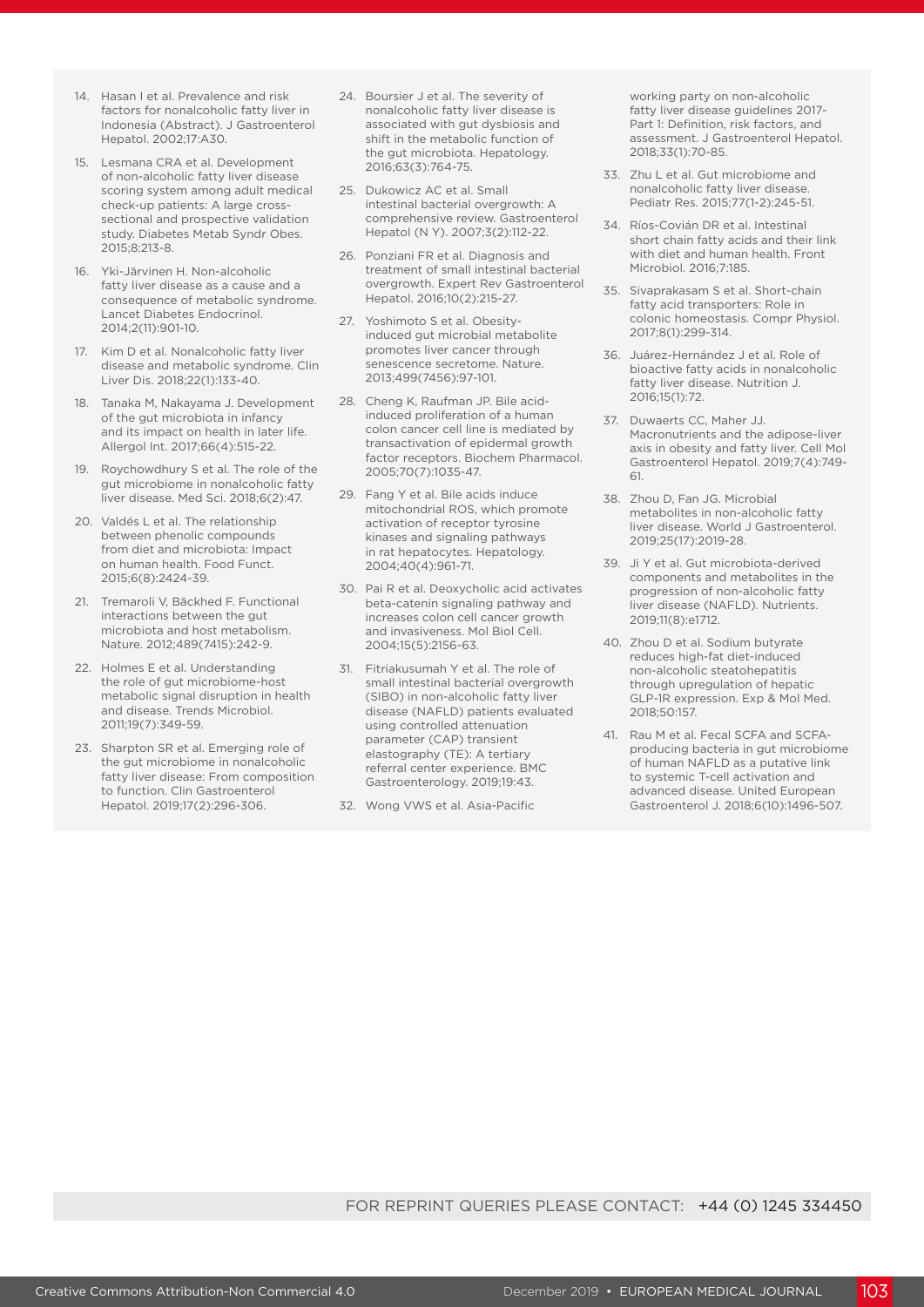14. Hasan I et al. Prevalence and risk factors for nonalcoholic fatty liver in Indonesia (Abstract). J Gastroenterol Hepatol. 2002;17:A30.
15. Lesmana CRA et al. Development of non-alcoholic fatty liver disease scoring system among adult medical check-up patients: A large cross-sectional and prospective validation study. Diabetes Metab Syndr Obes. 2015;8:213-8.
16. Yki-Järvinen H. Non-alcoholic fatty liver disease as a cause and a consequence of metabolic syndrome. Lancet Diabetes Endocrinol. 2014;2(11):901-10.
17. Kim D et al. Nonalcoholic fatty liver disease and metabolic syndrome. Clin Liver Dis. 2018;22(1):133-40.
18. Tanaka M, Nakayama J. Development of the gut microbiota in infancy and its impact on health in later life. Allergol Int. 2017;66(4):515-22.
19. Roychowdhury S et al. The role of the gut microbiome in nonalcoholic fatty liver disease. Med Sci. 2018;6(2):47.
20. Valdés L et al. The relationship between phenolic compounds from diet and microbiota: Impact on human health. Food Funct. 2015;6(8):2424-39.
21. Tremaroli V, Bäckhed F. Functional interactions between the gut microbiota and host metabolism. Nature. 2012;489(7415):242-9.
22. Holmes E et al. Understanding the role of gut microbiome-host metabolic signal disruption in health and disease. Trends Microbiol. 2011;19(7):349-59.
23. Sharpton SR et al. Emerging role of the gut microbiome in nonalcoholic fatty liver disease: From composition to function. Clin Gastroenterol Hepatol. 2019;17(2):296-306.
24. Boursier J et al. The severity of nonalcoholic fatty liver disease is associated with gut dysbiosis and shift in the metabolic function of the gut microbiota. Hepatology. 2016;63(3):764-75.
25. Dukowicz AC et al. Small intestinal bacterial overgrowth: A comprehensive review. Gastroenterol Hepatol (N Y). 2007;3(2):112-22.
26. Ponziani FR et al. Diagnosis and treatment of small intestinal bacterial overgrowth. Expert Rev Gastroenterol Hepatol. 2016;10(2):215-27.
27. Yoshimoto S et al. Obesity-induced gut microbial metabolite promotes liver cancer through senescence secretome. Nature. 2013;499(7456):97-101.
28. Cheng K, Raufman JP. Bile acid-induced proliferation of a human colon cancer cell line is mediated by transactivation of epidermal growth factor receptors. Biochem Pharmacol. 2005;70(7):1035-47.
29. Fang Y et al. Bile acids induce mitochondrial ROS, which promote activation of receptor tyrosine kinases and signaling pathways in rat hepatocytes. Hepatology. 2004;40(4):961-71.
30. Pai R et al. Deoxycholic acid activates beta-catenin signaling pathway and increases colon cell cancer growth and invasiveness. Mol Biol Cell. 2004;15(5):2156-63.
31. Fitriakusumah Y et al. The role of small intestinal bacterial overgrowth (SIBO) in non-alcoholic fatty liver disease (NAFLD) patients evaluated using controlled attenuation parameter (CAP) transient elastography (TE): A tertiary referral center experience. BMC Gastroenterology. 2019;19:43.
32. Wong VWS et al. Asia-Pacific working party on non-alcoholic fatty liver disease guidelines 2017-Part 1: Definition, risk factors, and assessment. J Gastroenterol Hepatol. 2018;33(1):70-85.
33. Zhu L et al. Gut microbiome and nonalcoholic fatty liver disease. Pediatr Res. 2015;77(1-2):245-51.
34. Ríos-Covián DR et al. Intestinal short chain fatty acids and their link with diet and human health. Front Microbiol. 2016;7:185.
35. Sivaprakasam S et al. Short-chain fatty acid transporters: Role in colonic homeostasis. Compr Physiol. 2017;8(1):299-314.
36. Juárez-Hernández J et al. Role of bioactive fatty acids in nonalcoholic fatty liver disease. Nutrition J. 2016;15(1):72.
37. Duwaerts CC, Maher JJ. Macronutrients and the adipose-liver axis in obesity and fatty liver. Cell Mol Gastroenterol Hepatol. 2019;7(4):749-61.
38. Zhou D, Fan JG. Microbial metabolites in non-alcoholic fatty liver disease. World J Gastroenterol. 2019;25(17):2019-28.
39. Ji Y et al. Gut microbiota-derived components and metabolites in the progression of non-alcoholic fatty liver disease (NAFLD). Nutrients. 2019;11(8):e1712.
40. Zhou D et al. Sodium butyrate reduces high-fat diet-induced non-alcoholic steatohepatitis through upregulation of hepatic GLP-1R expression. Exp & Mol Med. 2018;50:157.
41. Rau M et al. Fecal SCFA and SCFA-producing bacteria in gut microbiome of human NAFLD as a putative link to systemic T-cell activation and advanced disease. United European Gastroenterol J. 2018;6(10):1496-507.

FOR REPRINT QUERIES PLEASE CONTACT: +44 (0) 1245 334450